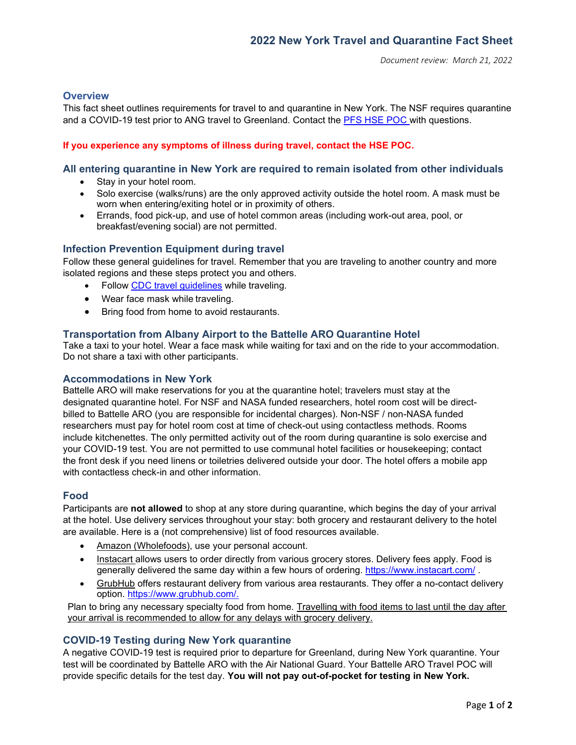# 2022 New York Travel and Quarantine Fact Sheet

*Document review: March 21, 2022*

## Overview

This fact sheet outlines requirements for travel to and quarantine in New York. The NSF requires quarantine and a COVID-19 test prior to ANG travel to Greenland. Contact the PFS HSE POC with questions.

**If you experience any symptoms of illness during travel, contact the HSE POC.**

## All entering quarantine in New York are required to remain isolated from other individuals

- Stay in your hotel room.
- Solo exercise (walks/runs) are the only approved activity outside the hotel room. A mask must be worn when entering/exiting hotel or in proximity of others.
- Errands, food pick-up, and use of hotel common areas (including work-out area, pool, or breakfast/evening social) are not permitted.

## Infection Prevention Equipment during travel

Follow these general guidelines for travel. Remember that you are traveling to another country and more isolated regions and these steps protect you and others.

- Follow CDC travel guidelines while traveling.
- Wear face mask while traveling.
- Bring food from home to avoid restaurants.

## Transportation from Albany Airport to the Battelle ARO Quarantine Hotel

Take a taxi to your hotel. Wear a face mask while waiting for taxi and on the ride to your accommodation. Do not share a taxi with other participants.

## Accommodations in New York

Battelle ARO will make reservations for you at the quarantine hotel; travelers must stay at the designated quarantine hotel. For NSF and NASA funded researchers, hotel room cost will be direct-billed to Battelle ARO (you are responsible for incidental charges). Non-NSF / non-NASA funded researchers must pay for hotel room cost at time of check-out using contactless methods. Rooms include kitchenettes. The only permitted activity out of the room during quarantine is solo exercise and your COVID-19 test. You are not permitted to use communal hotel facilities or housekeeping; contact the front desk if you need linens or toiletries delivered outside your door. The hotel offers a mobile app with contactless check-in and other information.

## Food

Participants are **not allowed** to shop at any store during quarantine, which begins the day of your arrival at the hotel. Use delivery services throughout your stay: both grocery and restaurant delivery to the hotel are available. Here is a (not comprehensive) list of food resources available.

- Amazon (Wholefoods), use your personal account.
- Instacart allows users to order directly from various grocery stores. Delivery fees apply. Food is generally delivered the same day within a few hours of ordering. https://www.instacart.com/ .
- GrubHub offers restaurant delivery from various area restaurants. They offer a no-contact delivery option. https://www.grubhub.com/.

Plan to bring any necessary specialty food from home. Travelling with food items to last until the day after your arrival is recommended to allow for any delays with grocery delivery.

## COVID-19 Testing during New York quarantine

A negative COVID-19 test is required prior to departure for Greenland, during New York quarantine. Your test will be coordinated by Battelle ARO with the Air National Guard. Your Battelle ARO Travel POC will provide specific details for the test day. **You will not pay out-of-pocket for testing in New York.**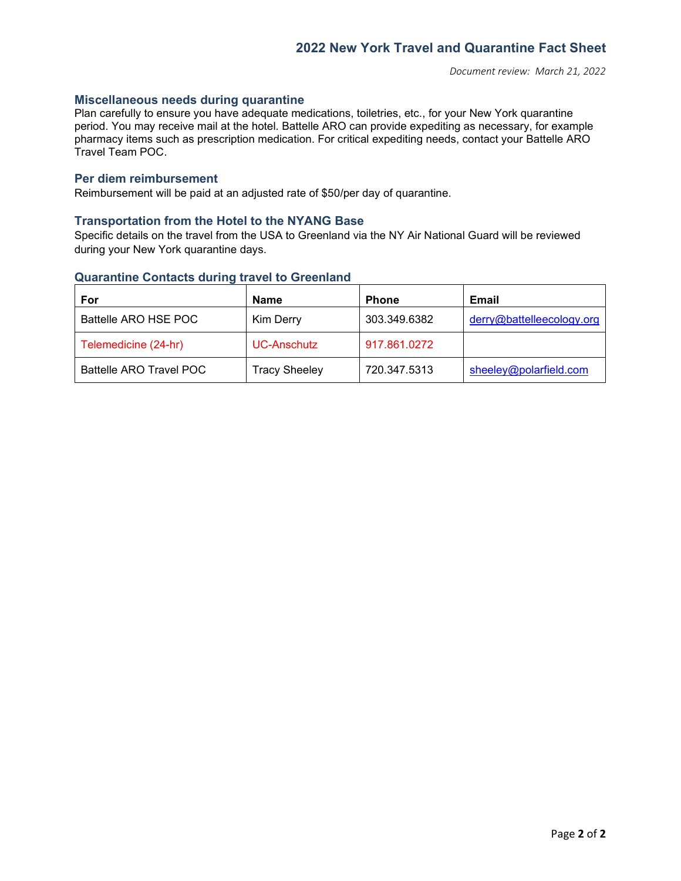## Miscellaneous needs during quarantine

Plan carefully to ensure you have adequate medications, toiletries, etc., for your New York quarantine period. You may receive mail at the hotel. Battelle ARO can provide expediting as necessary, for example pharmacy items such as prescription medication. For critical expediting needs, contact your Battelle ARO Travel Team POC.

## Per diem reimbursement

Reimbursement will be paid at an adjusted rate of $50/per day of quarantine.

## Transportation from the Hotel to the NYANG Base

Specific details on the travel from the USA to Greenland via the NY Air National Guard will be reviewed during your New York quarantine days.

## Quarantine Contacts during travel to Greenland

| For | Name | Phone | Email |
|---|---|---|---|
| Battelle ARO HSE POC | Kim Derry | 303.349.6382 | derry@battelleecology.org |
| Telemedicine (24-hr) | UC-Anschutz | 917.861.0272 | |
| Battelle ARO Travel POC | Tracy Sheeley | 720.347.5313 | sheeley@polarfield.com |